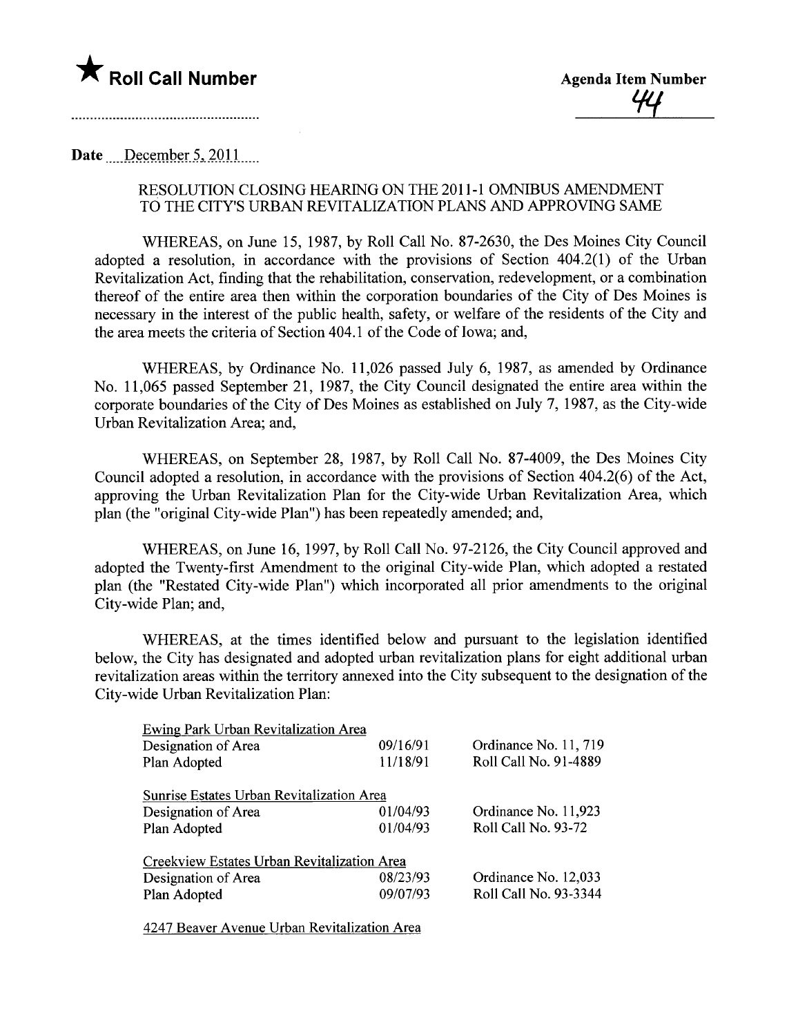★ **Roll Call Number**

..................................................

**Agenda Item Number**

44

**Date** December 5, 2011

RESOLUTION CLOSING HEARING ON THE 2011-1 OMNIBUS AMENDMENT TO THE CITY'S URBAN REVITALIZATION PLANS AND APPROVING SAME

WHEREAS, on June 15, 1987, by Roll Call No. 87-2630, the Des Moines City Council adopted a resolution, in accordance with the provisions of Section 404.2(1) of the Urban Revitalization Act, finding that the rehabilitation, conservation, redevelopment, or a combination thereof of the entire area then within the corporation boundaries of the City of Des Moines is necessary in the interest of the public health, safety, or welfare of the residents of the City and the area meets the criteria of Section 404.1 of the Code of Iowa; and,

WHEREAS, by Ordinance No. 11,026 passed July 6, 1987, as amended by Ordinance No. 11,065 passed September 21, 1987, the City Council designated the entire area within the corporate boundaries of the City of Des Moines as established on July 7, 1987, as the City-wide Urban Revitalization Area; and,

WHEREAS, on September 28, 1987, by Roll Call No. 87-4009, the Des Moines City Council adopted a resolution, in accordance with the provisions of Section 404.2(6) of the Act, approving the Urban Revitalization Plan for the City-wide Urban Revitalization Area, which plan (the "original City-wide Plan") has been repeatedly amended; and,

WHEREAS, on June 16, 1997, by Roll Call No. 97-2126, the City Council approved and adopted the Twenty-first Amendment to the original City-wide Plan, which adopted a restated plan (the "Restated City-wide Plan") which incorporated all prior amendments to the original City-wide Plan; and,

WHEREAS, at the times identified below and pursuant to the legislation identified below, the City has designated and adopted urban revitalization plans for eight additional urban revitalization areas within the territory annexed into the City subsequent to the designation of the City-wide Urban Revitalization Plan:

| | | |
|---|---|---|
| Ewing Park Urban Revitalization Area | | |
| Designation of Area | 09/16/91 | Ordinance No. 11, 719 |
| Plan Adopted | 11/18/91 | Roll Call No. 91-4889 |
| Sunrise Estates Urban Revitalization Area | | |
| Designation of Area | 01/04/93 | Ordinance No. 11,923 |
| Plan Adopted | 01/04/93 | Roll Call No. 93-72 |
| Creekview Estates Urban Revitalization Area | | |
| Designation of Area | 08/23/93 | Ordinance No. 12,033 |
| Plan Adopted | 09/07/93 | Roll Call No. 93-3344 |
| 4247 Beaver Avenue Urban Revitalization Area | | |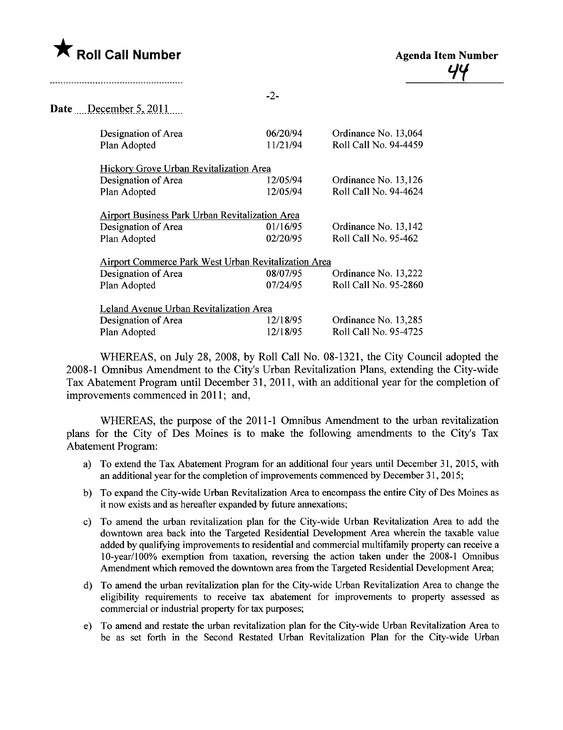★ **Roll Call Number**

**Agenda Item Number**
44

Date December 5, 2011

| | | |
|---|---|---|
| Designation of Area | 06/20/94 | Ordinance No. 13,064 |
| Plan Adopted | 11/21/94 | Roll Call No. 94-4459 |
| Hickory Grove Urban Revitalization Area | | |
| Designation of Area | 12/05/94 | Ordinance No. 13,126 |
| Plan Adopted | 12/05/94 | Roll Call No. 94-4624 |
| Airport Business Park Urban Revitalization Area | | |
| Designation of Area | 01/16/95 | Ordinance No. 13,142 |
| Plan Adopted | 02/20/95 | Roll Call No. 95-462 |
| Airport Commerce Park West Urban Revitalization Area | | |
| Designation of Area | 08/07/95 | Ordinance No. 13,222 |
| Plan Adopted | 07/24/95 | Roll Call No. 95-2860 |
| Leland Avenue Urban Revitalization Area | | |
| Designation of Area | 12/18/95 | Ordinance No. 13,285 |
| Plan Adopted | 12/18/95 | Roll Call No. 95-4725 |

WHEREAS, on July 28, 2008, by Roll Call No. 08-1321, the City Council adopted the 2008-1 Omnibus Amendment to the City's Urban Revitalization Plans, extending the City-wide Tax Abatement Program until December 31, 2011, with an additional year for the completion of improvements commenced in 2011; and,

WHEREAS, the purpose of the 2011-1 Omnibus Amendment to the urban revitalization plans for the City of Des Moines is to make the following amendments to the City's Tax Abatement Program:

a) To extend the Tax Abatement Program for an additional four years until December 31, 2015, with an additional year for the completion of improvements commenced by December 31, 2015;

b) To expand the City-wide Urban Revitalization Area to encompass the entire City of Des Moines as it now exists and as hereafter expanded by future annexations;

c) To amend the urban revitalization plan for the City-wide Urban Revitalization Area to add the downtown area back into the Targeted Residential Development Area wherein the taxable value added by qualifying improvements to residential and commercial multifamily property can receive a 10-year/100% exemption from taxation, reversing the action taken under the 2008-1 Omnibus Amendment which removed the downtown area from the Targeted Residential Development Area;

d) To amend the urban revitalization plan for the City-wide Urban Revitalization Area to change the eligibility requirements to receive tax abatement for improvements to property assessed as commercial or industrial property for tax purposes;

e) To amend and restate the urban revitalization plan for the City-wide Urban Revitalization Area to be as set forth in the Second Restated Urban Revitalization Plan for the City-wide Urban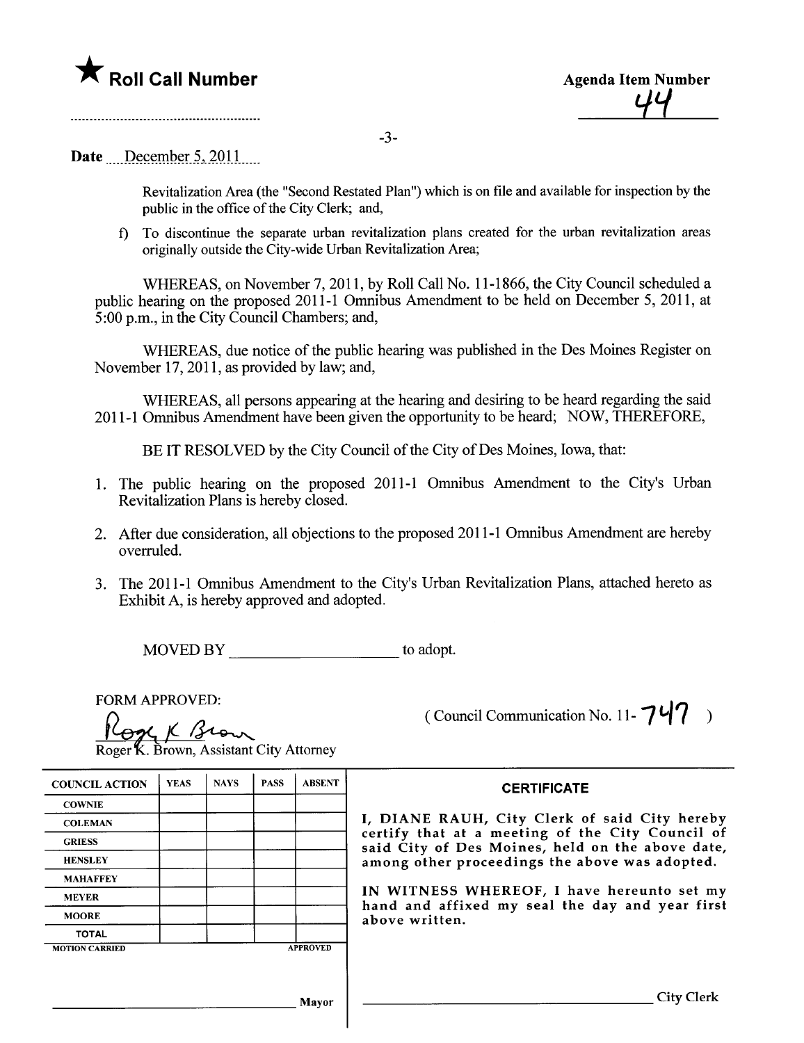★ **Roll Call Number**

..................................................

**Agenda Item Number**

44

**Date** December 5, 2011

Revitalization Area (the "Second Restated Plan") which is on file and available for inspection by the public in the office of the City Clerk; and,

f) To discontinue the separate urban revitalization plans created for the urban revitalization areas originally outside the City-wide Urban Revitalization Area;

WHEREAS, on November 7, 2011, by Roll Call No. 11-1866, the City Council scheduled a public hearing on the proposed 2011-1 Omnibus Amendment to be held on December 5, 2011, at 5:00 p.m., in the City Council Chambers; and,

WHEREAS, due notice of the public hearing was published in the Des Moines Register on November 17, 2011, as provided by law; and,

WHEREAS, all persons appearing at the hearing and desiring to be heard regarding the said 2011-1 Omnibus Amendment have been given the opportunity to be heard; NOW, THEREFORE,

BE IT RESOLVED by the City Council of the City of Des Moines, Iowa, that:

1. The public hearing on the proposed 2011-1 Omnibus Amendment to the City's Urban Revitalization Plans is hereby closed.
2. After due consideration, all objections to the proposed 2011-1 Omnibus Amendment are hereby overruled.
3. The 2011-1 Omnibus Amendment to the City's Urban Revitalization Plans, attached hereto as Exhibit A, is hereby approved and adopted.

MOVED BY ____________________ to adopt.

FORM APPROVED:

Roger K. Brown

Roger K. Brown, Assistant City Attorney

( Council Communication No. 11- 747 )

| COUNCIL ACTION | YEAS | NAYS | PASS | ABSENT |
|---|---|---|---|---|
| COWNIE | | | | |
| COLEMAN | | | | |
| GRIESS | | | | |
| HENSLEY | | | | |
| MAHAFFEY | | | | |
| MEYER | | | | |
| MOORE | | | | |
| TOTAL | | | | |
| MOTION CARRIED | | | | APPROVED |

______________________________ Mayor

**CERTIFICATE**

I, DIANE RAUH, City Clerk of said City hereby certify that at a meeting of the City Council of said City of Des Moines, held on the above date, among other proceedings the above was adopted.

IN WITNESS WHEREOF, I have hereunto set my hand and affixed my seal the day and year first above written.

______________________________ City Clerk